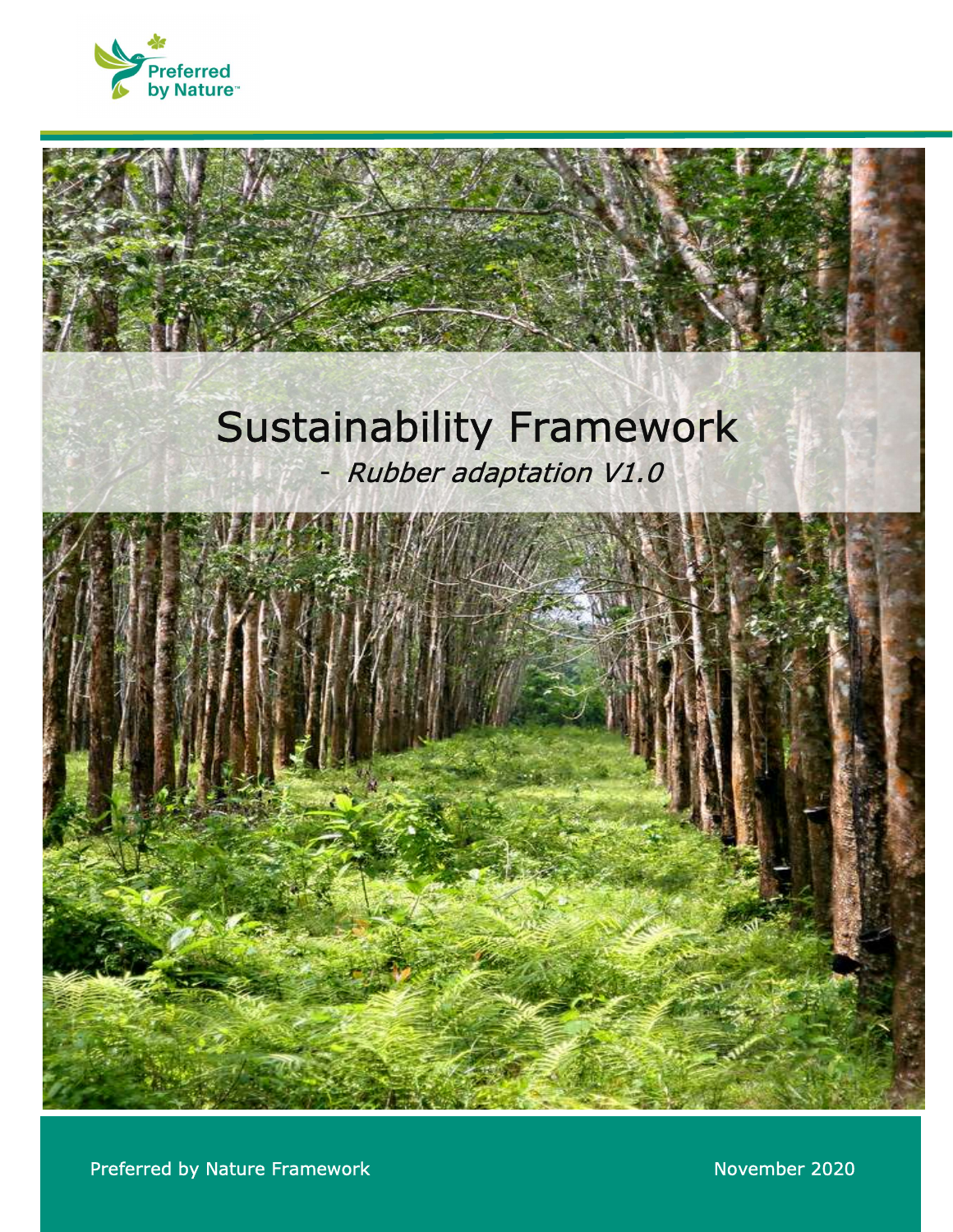Preferred by Nature™

# Sustainability Framework

- *Rubber adaptation V1.0*

Preferred by Nature Framework

November 2020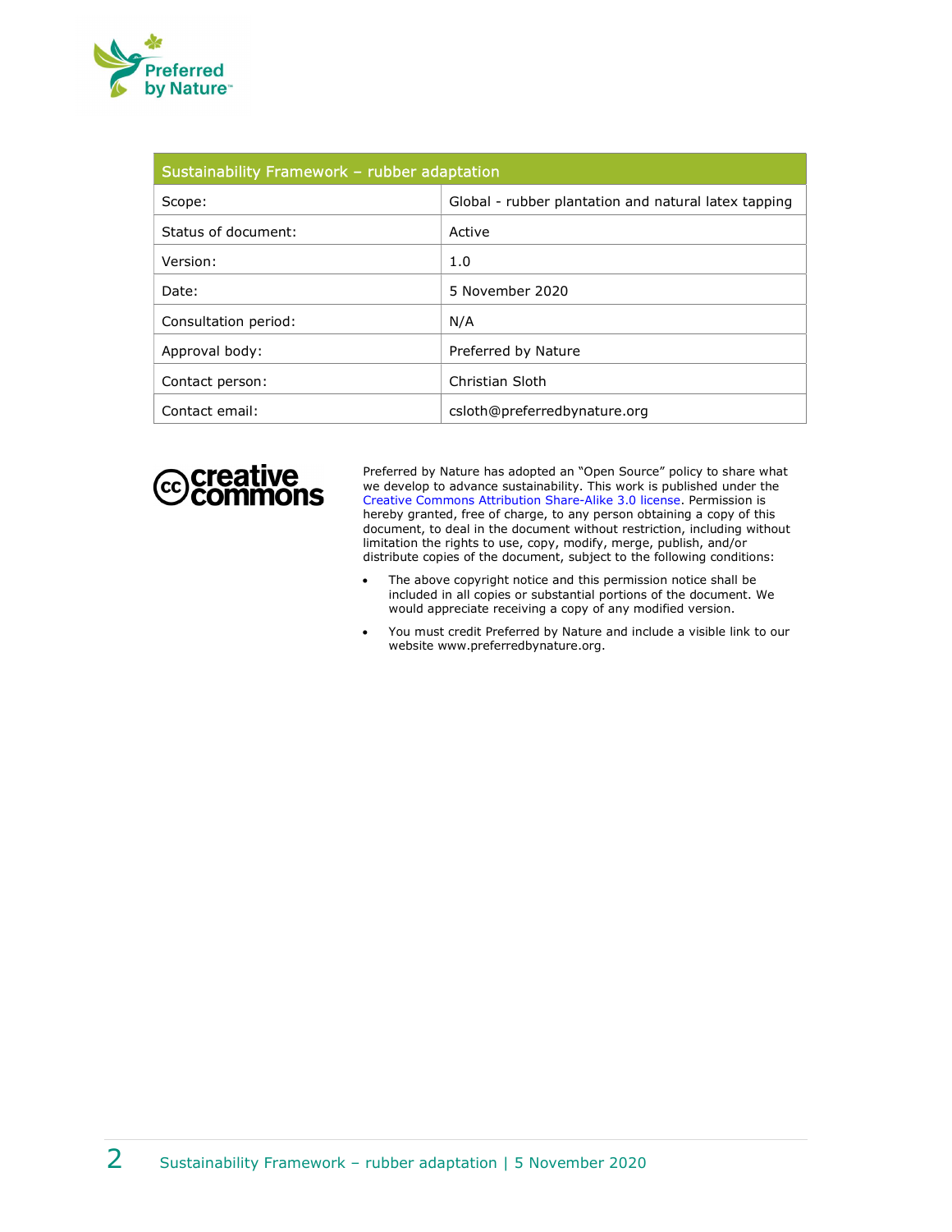| Sustainability Framework – rubber adaptation | |
|---|---|
| Scope: | Global - rubber plantation and natural latex tapping |
| Status of document: | Active |
| Version: | 1.0 |
| Date: | 5 November 2020 |
| Consultation period: | N/A |
| Approval body: | Preferred by Nature |
| Contact person: | Christian Sloth |
| Contact email: | csloth@preferredbynature.org |

Preferred by Nature has adopted an "Open Source" policy to share what we develop to advance sustainability. This work is published under the Creative Commons Attribution Share-Alike 3.0 license. Permission is hereby granted, free of charge, to any person obtaining a copy of this document, to deal in the document without restriction, including without limitation the rights to use, copy, modify, merge, publish, and/or distribute copies of the document, subject to the following conditions:

- The above copyright notice and this permission notice shall be included in all copies or substantial portions of the document. We would appreciate receiving a copy of any modified version.
- You must credit Preferred by Nature and include a visible link to our website www.preferredbynature.org.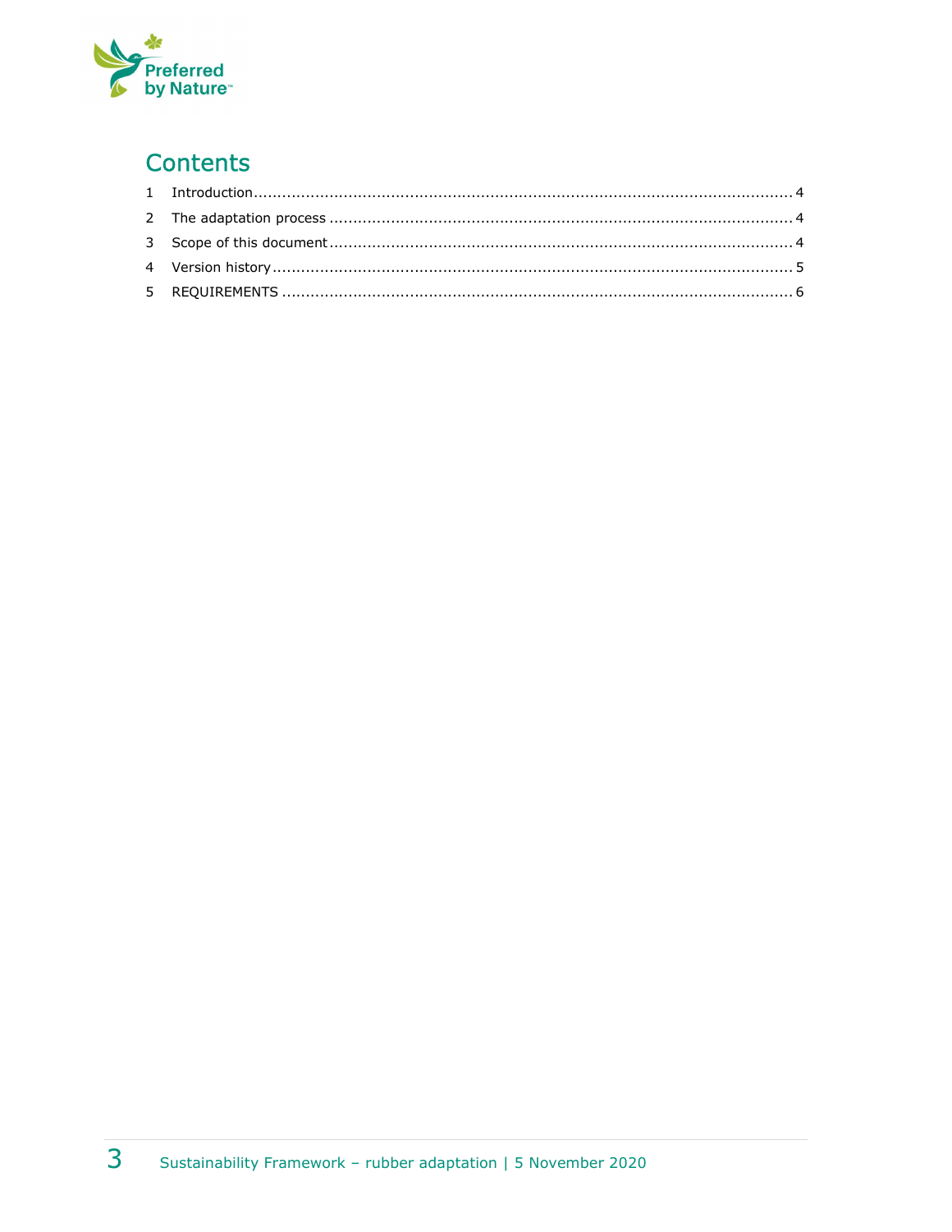# Contents

1 Introduction ........................................................................................................ 4
2 The adaptation process ........................................................................................ 4
3 Scope of this document ........................................................................................ 4
4 Version history .................................................................................................... 5
5 REQUIREMENTS .................................................................................................. 6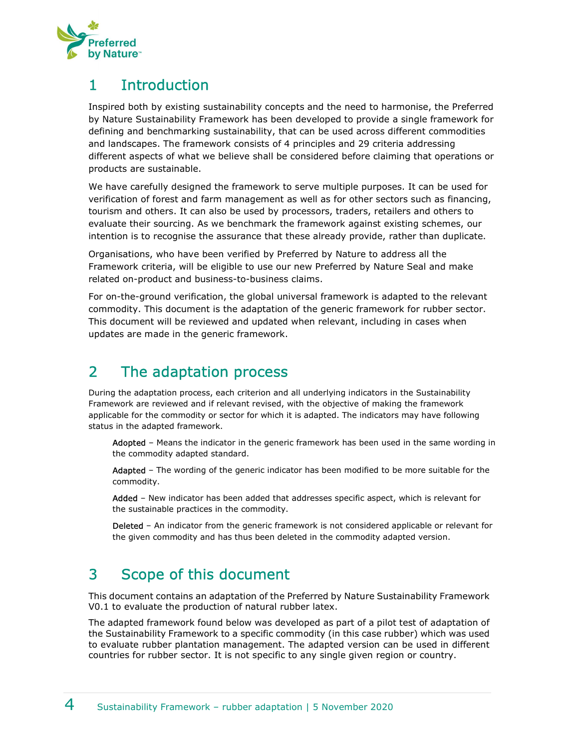# 1 Introduction

Inspired both by existing sustainability concepts and the need to harmonise, the Preferred by Nature Sustainability Framework has been developed to provide a single framework for defining and benchmarking sustainability, that can be used across different commodities and landscapes. The framework consists of 4 principles and 29 criteria addressing different aspects of what we believe shall be considered before claiming that operations or products are sustainable.

We have carefully designed the framework to serve multiple purposes. It can be used for verification of forest and farm management as well as for other sectors such as financing, tourism and others. It can also be used by processors, traders, retailers and others to evaluate their sourcing. As we benchmark the framework against existing schemes, our intention is to recognise the assurance that these already provide, rather than duplicate.

Organisations, who have been verified by Preferred by Nature to address all the Framework criteria, will be eligible to use our new Preferred by Nature Seal and make related on-product and business-to-business claims.

For on-the-ground verification, the global universal framework is adapted to the relevant commodity. This document is the adaptation of the generic framework for rubber sector. This document will be reviewed and updated when relevant, including in cases when updates are made in the generic framework.

# 2 The adaptation process

During the adaptation process, each criterion and all underlying indicators in the Sustainability Framework are reviewed and if relevant revised, with the objective of making the framework applicable for the commodity or sector for which it is adapted. The indicators may have following status in the adapted framework.

Adopted – Means the indicator in the generic framework has been used in the same wording in the commodity adapted standard.

Adapted – The wording of the generic indicator has been modified to be more suitable for the commodity.

Added – New indicator has been added that addresses specific aspect, which is relevant for the sustainable practices in the commodity.

Deleted – An indicator from the generic framework is not considered applicable or relevant for the given commodity and has thus been deleted in the commodity adapted version.

# 3 Scope of this document

This document contains an adaptation of the Preferred by Nature Sustainability Framework V0.1 to evaluate the production of natural rubber latex.

The adapted framework found below was developed as part of a pilot test of adaptation of the Sustainability Framework to a specific commodity (in this case rubber) which was used to evaluate rubber plantation management. The adapted version can be used in different countries for rubber sector. It is not specific to any single given region or country.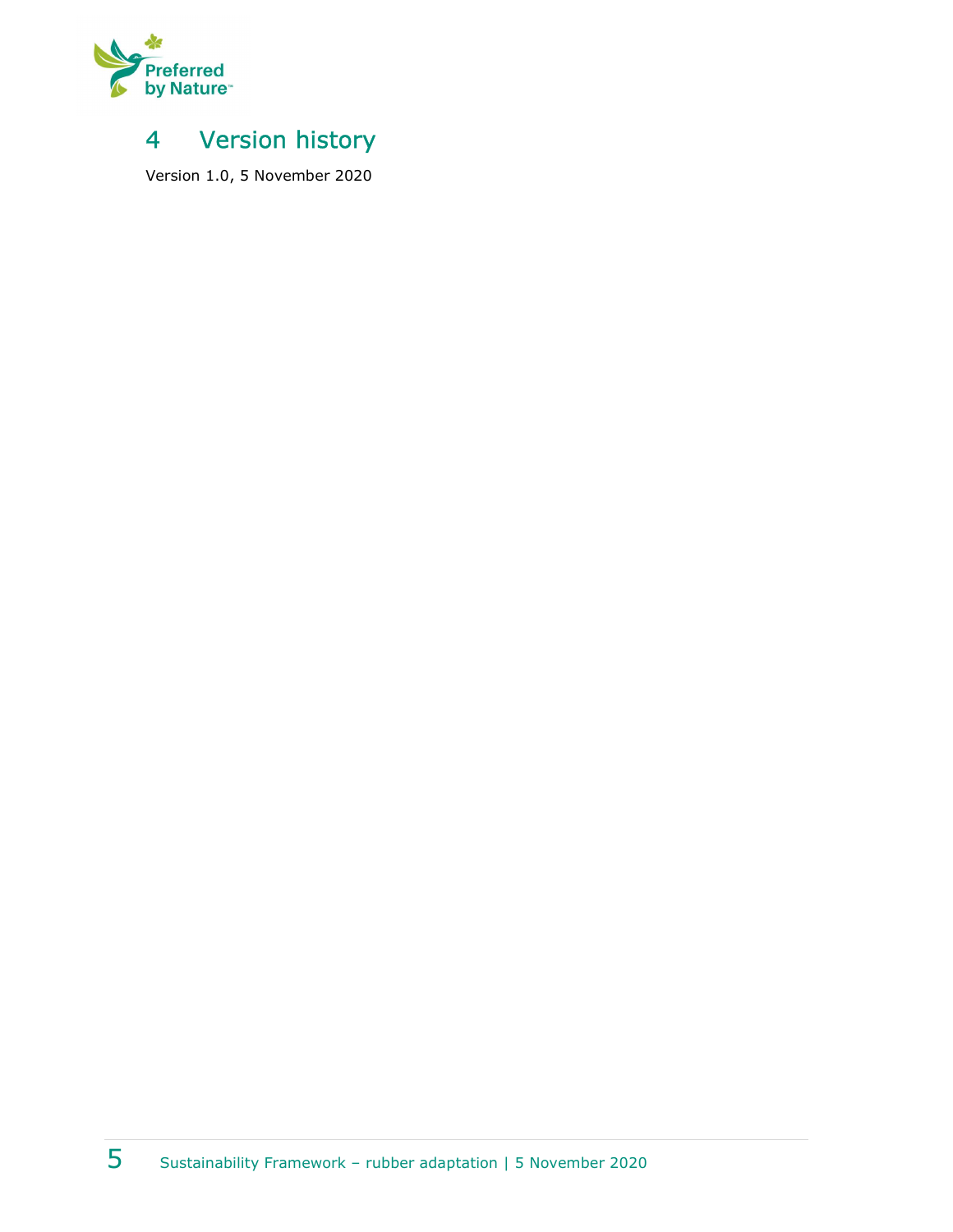# 4 Version history

Version 1.0, 5 November 2020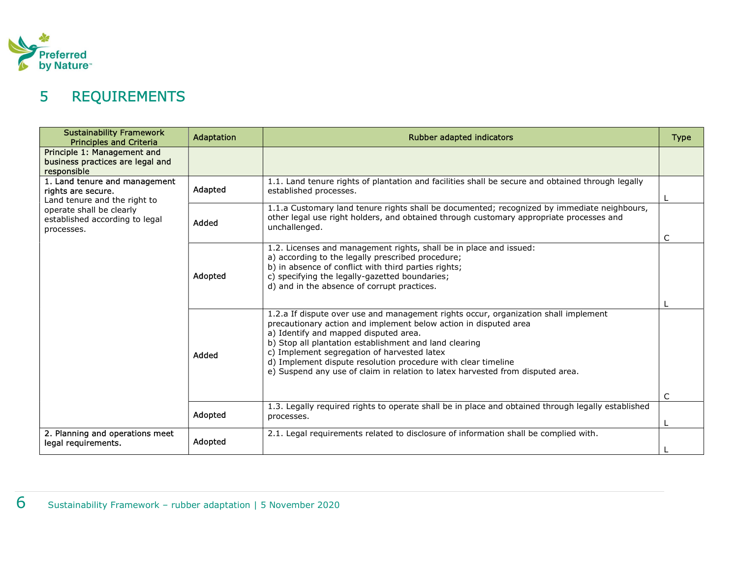# 5 REQUIREMENTS

| Sustainability Framework Principles and Criteria | Adaptation | Rubber adapted indicators | Type |
|---|---|---|---|
| Principle 1: Management and business practices are legal and responsible | | | |
| 1. Land tenure and management rights are secure. Land tenure and the right to operate shall be clearly established according to legal processes. | Adapted | 1.1. Land tenure rights of plantation and facilities shall be secure and obtained through legally established processes. | L |
| | Added | 1.1.a Customary land tenure rights shall be documented; recognized by immediate neighbours, other legal use right holders, and obtained through customary appropriate processes and unchallenged. | C |
| | Adopted | 1.2. Licenses and management rights, shall be in place and issued:<br>a) according to the legally prescribed procedure;<br>b) in absence of conflict with third parties rights;<br>c) specifying the legally-gazetted boundaries;<br>d) and in the absence of corrupt practices. | L |
| | Added | 1.2.a If dispute over use and management rights occur, organization shall implement precautionary action and implement below action in disputed area<br>a) Identify and mapped disputed area.<br>b) Stop all plantation establishment and land clearing<br>c) Implement segregation of harvested latex<br>d) Implement dispute resolution procedure with clear timeline<br>e) Suspend any use of claim in relation to latex harvested from disputed area. | C |
| | Adopted | 1.3. Legally required rights to operate shall be in place and obtained through legally established processes. | L |
| 2. Planning and operations meet legal requirements. | Adopted | 2.1. Legal requirements related to disclosure of information shall be complied with. | L |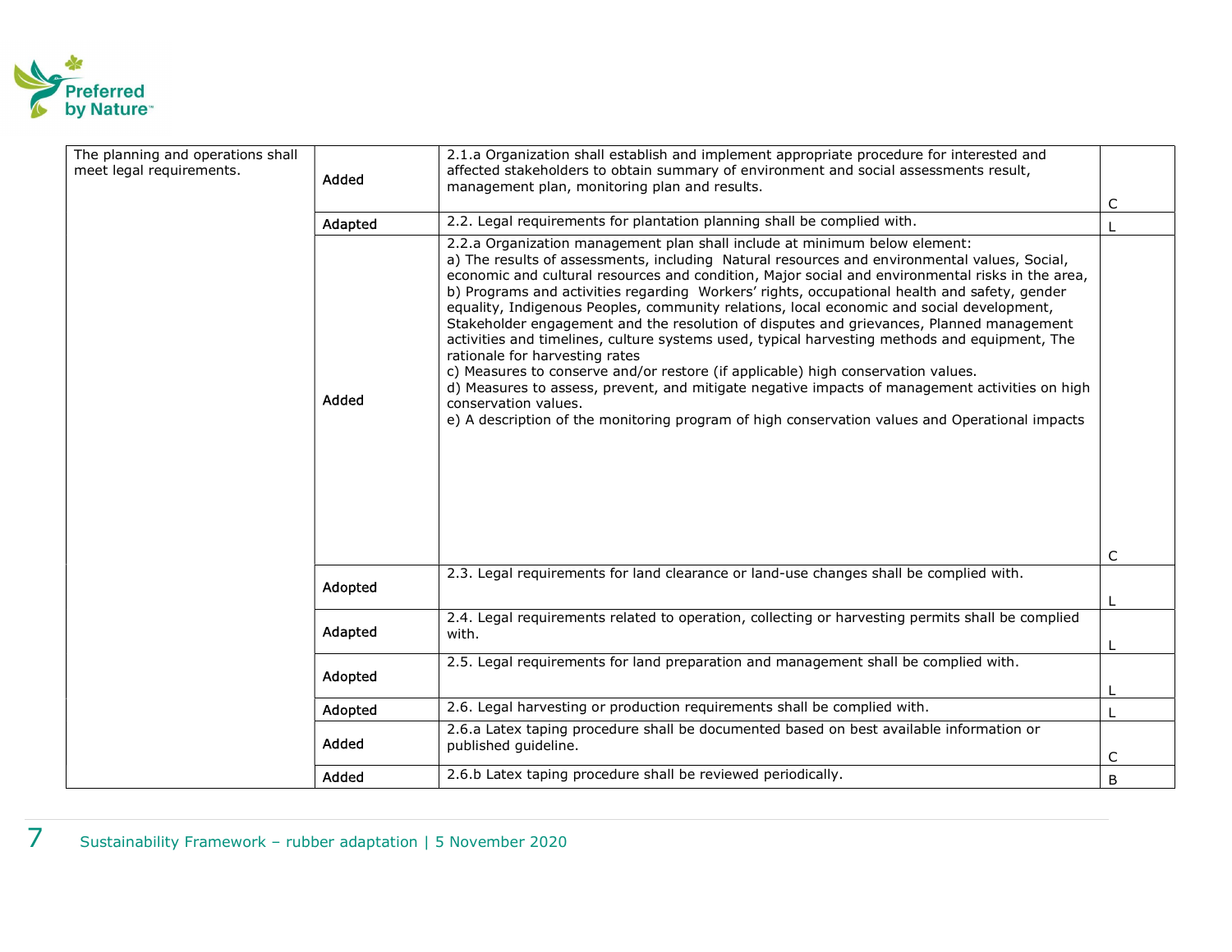| | | | |
|---|---|---|---|
| The planning and operations shall meet legal requirements. | Added | 2.1.a Organization shall establish and implement appropriate procedure for interested and affected stakeholders to obtain summary of environment and social assessments result, management plan, monitoring plan and results. | C |
| | Adapted | 2.2. Legal requirements for plantation planning shall be complied with. | L |
| | Added | 2.2.a Organization management plan shall include at minimum below element:<br>a) The results of assessments, including Natural resources and environmental values, Social, economic and cultural resources and condition, Major social and environmental risks in the area,<br>b) Programs and activities regarding Workers' rights, occupational health and safety, gender equality, Indigenous Peoples, community relations, local economic and social development, Stakeholder engagement and the resolution of disputes and grievances, Planned management activities and timelines, culture systems used, typical harvesting methods and equipment, The rationale for harvesting rates<br>c) Measures to conserve and/or restore (if applicable) high conservation values.<br>d) Measures to assess, prevent, and mitigate negative impacts of management activities on high conservation values.<br>e) A description of the monitoring program of high conservation values and Operational impacts | C |
| | Adopted | 2.3. Legal requirements for land clearance or land-use changes shall be complied with. | L |
| | Adapted | 2.4. Legal requirements related to operation, collecting or harvesting permits shall be complied with. | L |
| | Adopted | 2.5. Legal requirements for land preparation and management shall be complied with. | L |
| | Adopted | 2.6. Legal harvesting or production requirements shall be complied with. | L |
| | Added | 2.6.a Latex taping procedure shall be documented based on best available information or published guideline. | C |
| | Added | 2.6.b Latex taping procedure shall be reviewed periodically. | B |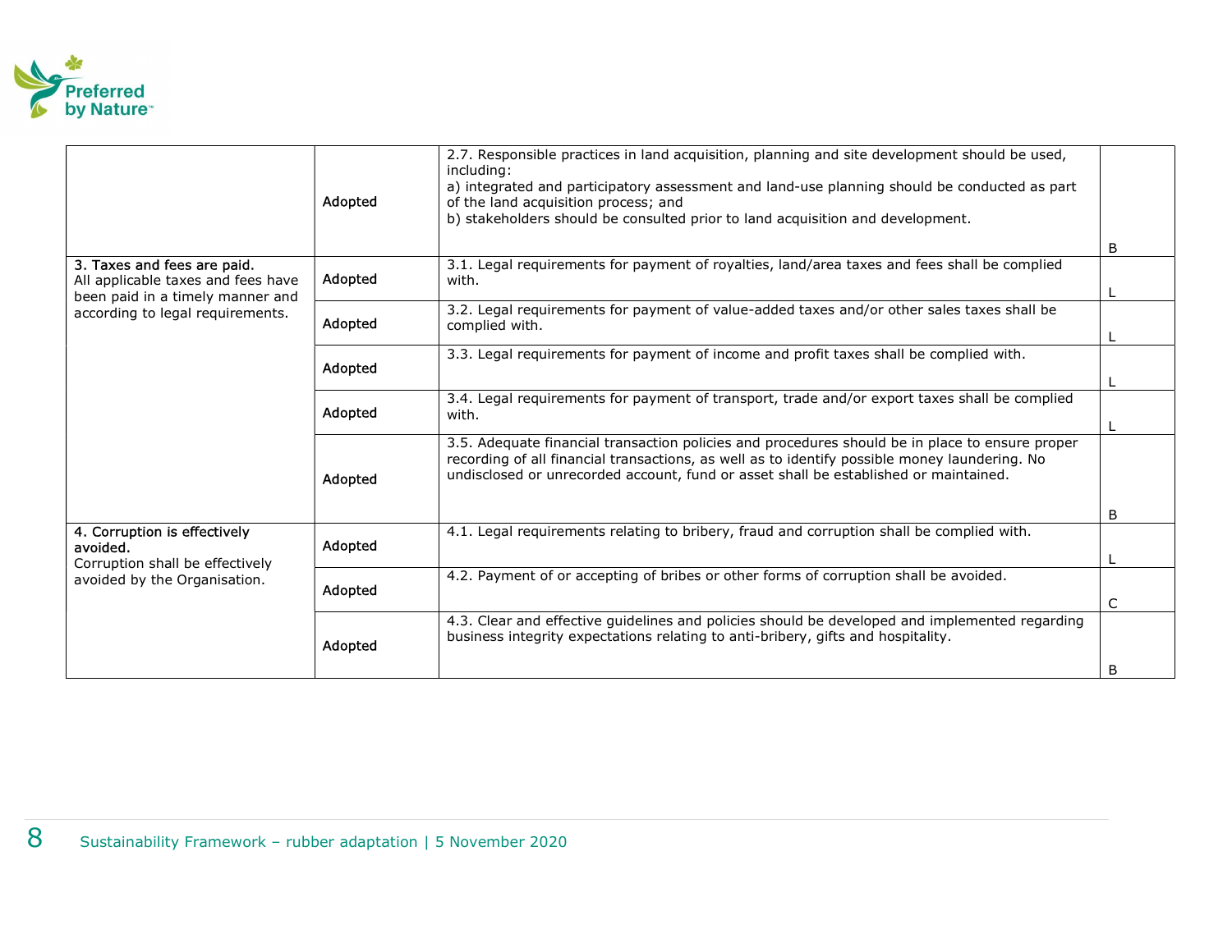| | | | |
|---|---|---|---|
| | Adopted | 2.7. Responsible practices in land acquisition, planning and site development should be used, including:<br>a) integrated and participatory assessment and land-use planning should be conducted as part of the land acquisition process; and<br>b) stakeholders should be consulted prior to land acquisition and development. | B |
| **3. Taxes and fees are paid.**<br>All applicable taxes and fees have been paid in a timely manner and according to legal requirements. | Adopted | 3.1. Legal requirements for payment of royalties, land/area taxes and fees shall be complied with. | L |
| | Adopted | 3.2. Legal requirements for payment of value-added taxes and/or other sales taxes shall be complied with. | L |
| | Adopted | 3.3. Legal requirements for payment of income and profit taxes shall be complied with. | L |
| | Adopted | 3.4. Legal requirements for payment of transport, trade and/or export taxes shall be complied with. | L |
| | Adopted | 3.5. Adequate financial transaction policies and procedures should be in place to ensure proper recording of all financial transactions, as well as to identify possible money laundering. No undisclosed or unrecorded account, fund or asset shall be established or maintained. | B |
| **4. Corruption is effectively avoided.**<br>Corruption shall be effectively avoided by the Organisation. | Adopted | 4.1. Legal requirements relating to bribery, fraud and corruption shall be complied with. | L |
| | Adopted | 4.2. Payment of or accepting of bribes or other forms of corruption shall be avoided. | C |
| | Adopted | 4.3. Clear and effective guidelines and policies should be developed and implemented regarding business integrity expectations relating to anti-bribery, gifts and hospitality. | B |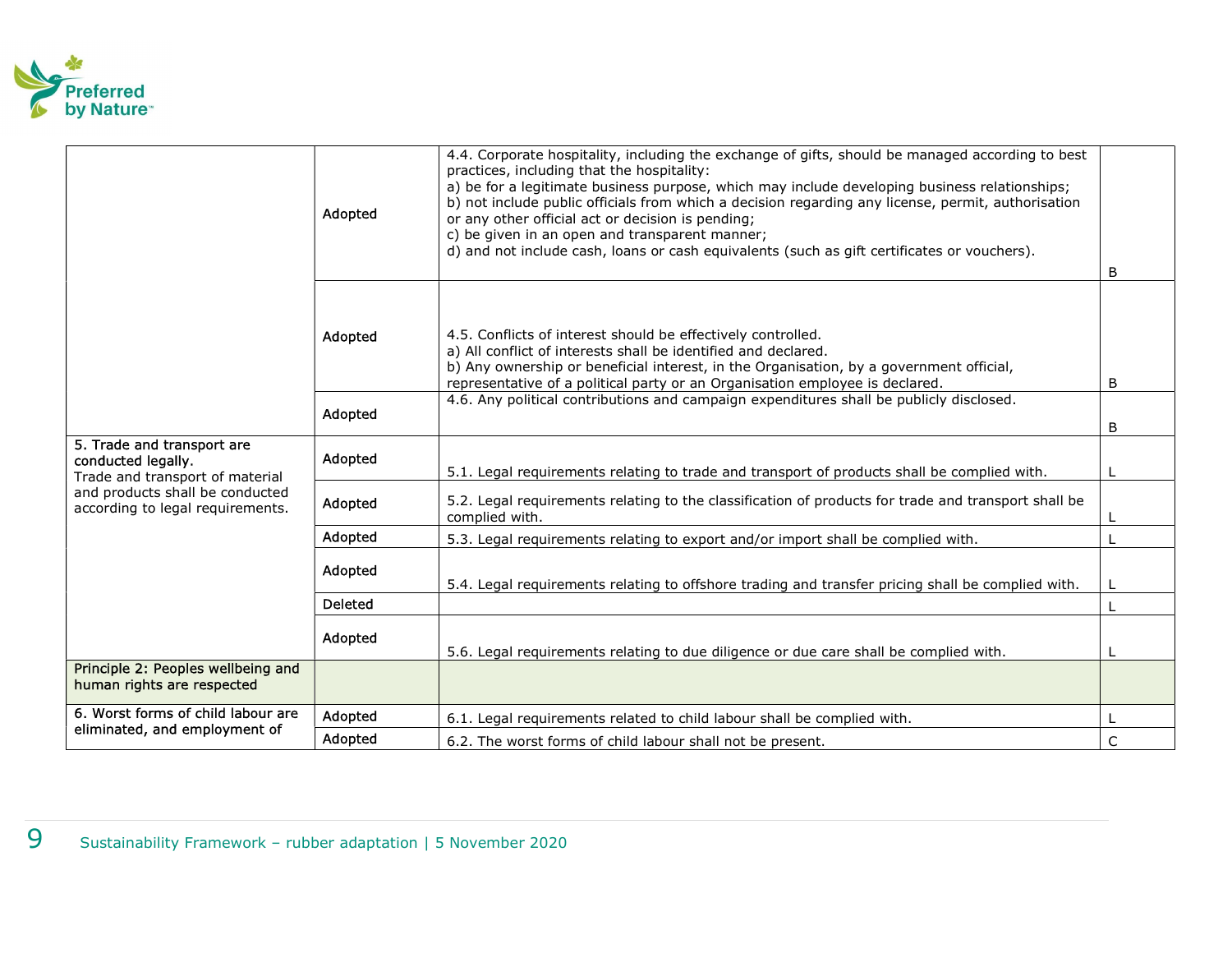| | | | |
|---|---|---|---|
| | Adopted | 4.4. Corporate hospitality, including the exchange of gifts, should be managed according to best practices, including that the hospitality:<br>a) be for a legitimate business purpose, which may include developing business relationships;<br>b) not include public officials from which a decision regarding any license, permit, authorisation or any other official act or decision is pending;<br>c) be given in an open and transparent manner;<br>d) and not include cash, loans or cash equivalents (such as gift certificates or vouchers). | B |
| | Adopted | 4.5. Conflicts of interest should be effectively controlled.<br>a) All conflict of interests shall be identified and declared.<br>b) Any ownership or beneficial interest, in the Organisation, by a government official, representative of a political party or an Organisation employee is declared. | B |
| | Adopted | 4.6. Any political contributions and campaign expenditures shall be publicly disclosed. | B |
| 5. Trade and transport are conducted legally.<br>Trade and transport of material and products shall be conducted according to legal requirements. | Adopted | 5.1. Legal requirements relating to trade and transport of products shall be complied with. | L |
| | Adopted | 5.2. Legal requirements relating to the classification of products for trade and transport shall be complied with. | L |
| | Adopted | 5.3. Legal requirements relating to export and/or import shall be complied with. | L |
| | Adopted | 5.4. Legal requirements relating to offshore trading and transfer pricing shall be complied with. | L |
| | Deleted | | L |
| | Adopted | 5.6. Legal requirements relating to due diligence or due care shall be complied with. | L |
| Principle 2: Peoples wellbeing and human rights are respected | | | |
| 6. Worst forms of child labour are eliminated, and employment of | Adopted | 6.1. Legal requirements related to child labour shall be complied with. | L |
| | Adopted | 6.2. The worst forms of child labour shall not be present. | C |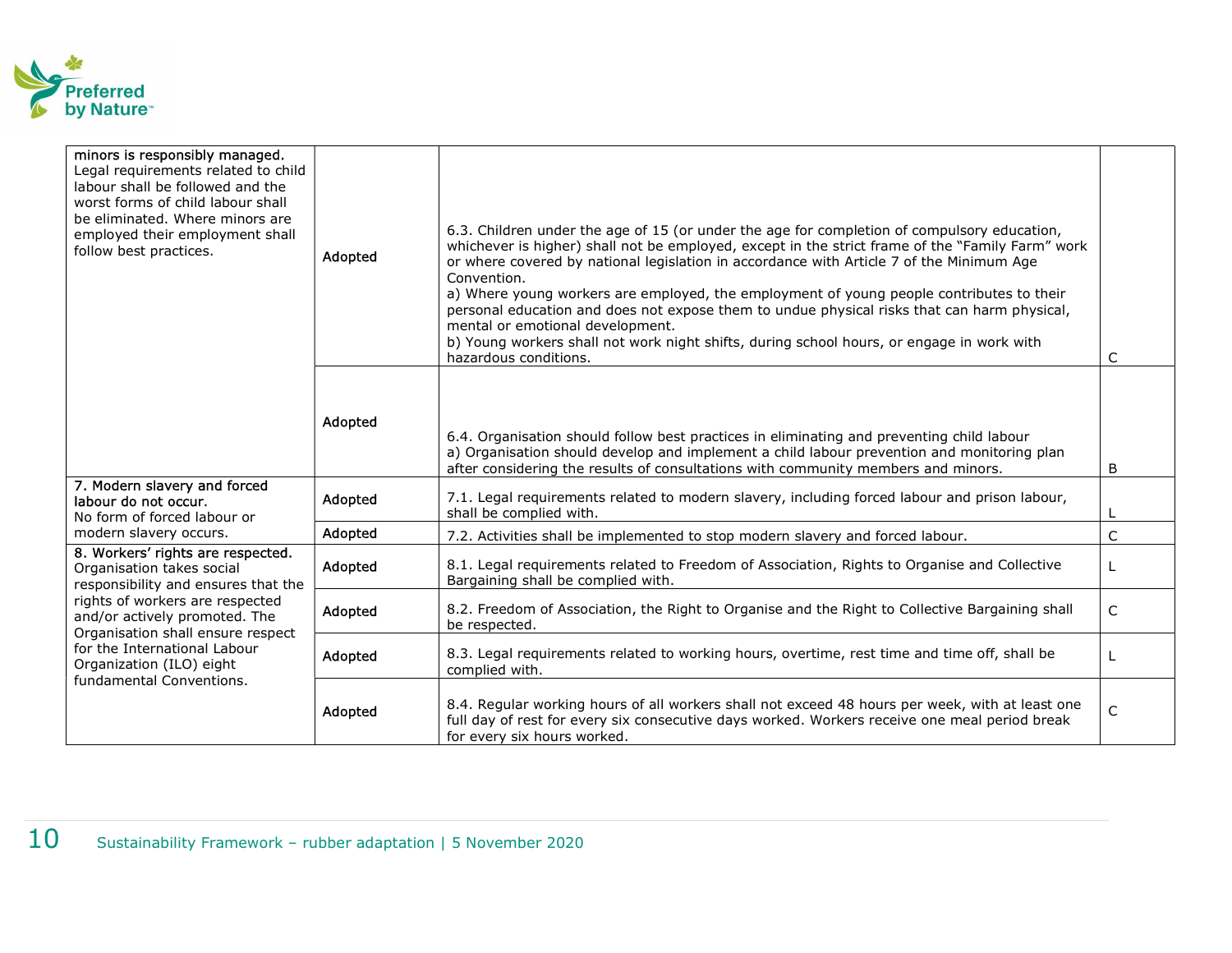| | | | |
|---|---|---|---|
| **minors is responsibly managed.** Legal requirements related to child labour shall be followed and the worst forms of child labour shall be eliminated. Where minors are employed their employment shall follow best practices. | Adopted | 6.3. Children under the age of 15 (or under the age for completion of compulsory education, whichever is higher) shall not be employed, except in the strict frame of the "Family Farm" work or where covered by national legislation in accordance with Article 7 of the Minimum Age Convention.<br>a) Where young workers are employed, the employment of young people contributes to their personal education and does not expose them to undue physical risks that can harm physical, mental or emotional development.<br>b) Young workers shall not work night shifts, during school hours, or engage in work with hazardous conditions. | C |
| | Adopted | 6.4. Organisation should follow best practices in eliminating and preventing child labour<br>a) Organisation should develop and implement a child labour prevention and monitoring plan after considering the results of consultations with community members and minors. | B |
| **7. Modern slavery and forced labour do not occur.** No form of forced labour or modern slavery occurs. | Adopted | 7.1. Legal requirements related to modern slavery, including forced labour and prison labour, shall be complied with. | L |
| | Adopted | 7.2. Activities shall be implemented to stop modern slavery and forced labour. | C |
| **8. Workers' rights are respected.** Organisation takes social responsibility and ensures that the rights of workers are respected and/or actively promoted. The Organisation shall ensure respect for the International Labour Organization (ILO) eight fundamental Conventions. | Adopted | 8.1. Legal requirements related to Freedom of Association, Rights to Organise and Collective Bargaining shall be complied with. | L |
| | Adopted | 8.2. Freedom of Association, the Right to Organise and the Right to Collective Bargaining shall be respected. | C |
| | Adopted | 8.3. Legal requirements related to working hours, overtime, rest time and time off, shall be complied with. | L |
| | Adopted | 8.4. Regular working hours of all workers shall not exceed 48 hours per week, with at least one full day of rest for every six consecutive days worked. Workers receive one meal period break for every six hours worked. | C |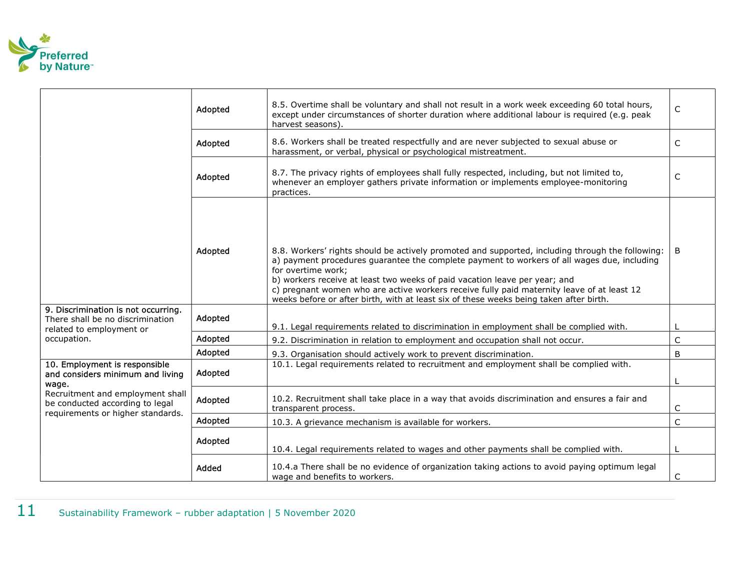| | | | |
|---|---|---|---|
| | Adopted | 8.5. Overtime shall be voluntary and shall not result in a work week exceeding 60 total hours, except under circumstances of shorter duration where additional labour is required (e.g. peak harvest seasons). | C |
| | Adopted | 8.6. Workers shall be treated respectfully and are never subjected to sexual abuse or harassment, or verbal, physical or psychological mistreatment. | C |
| | Adopted | 8.7. The privacy rights of employees shall fully respected, including, but not limited to, whenever an employer gathers private information or implements employee-monitoring practices. | C |
| | Adopted | 8.8. Workers' rights should be actively promoted and supported, including through the following:<br>a) payment procedures guarantee the complete payment to workers of all wages due, including for overtime work;<br>b) workers receive at least two weeks of paid vacation leave per year; and<br>c) pregnant women who are active workers receive fully paid maternity leave of at least 12 weeks before or after birth, with at least six of these weeks being taken after birth. | B |
| **9. Discrimination is not occurring.**<br>There shall be no discrimination related to employment or occupation. | Adopted | 9.1. Legal requirements related to discrimination in employment shall be complied with. | L |
| | Adopted | 9.2. Discrimination in relation to employment and occupation shall not occur. | C |
| | Adopted | 9.3. Organisation should actively work to prevent discrimination. | B |
| **10. Employment is responsible and considers minimum and living wage.**<br>Recruitment and employment shall be conducted according to legal requirements or higher standards. | Adopted | 10.1. Legal requirements related to recruitment and employment shall be complied with. | L |
| | Adopted | 10.2. Recruitment shall take place in a way that avoids discrimination and ensures a fair and transparent process. | C |
| | Adopted | 10.3. A grievance mechanism is available for workers. | C |
| | Adopted | 10.4. Legal requirements related to wages and other payments shall be complied with. | L |
| | Added | 10.4.a There shall be no evidence of organization taking actions to avoid paying optimum legal wage and benefits to workers. | C |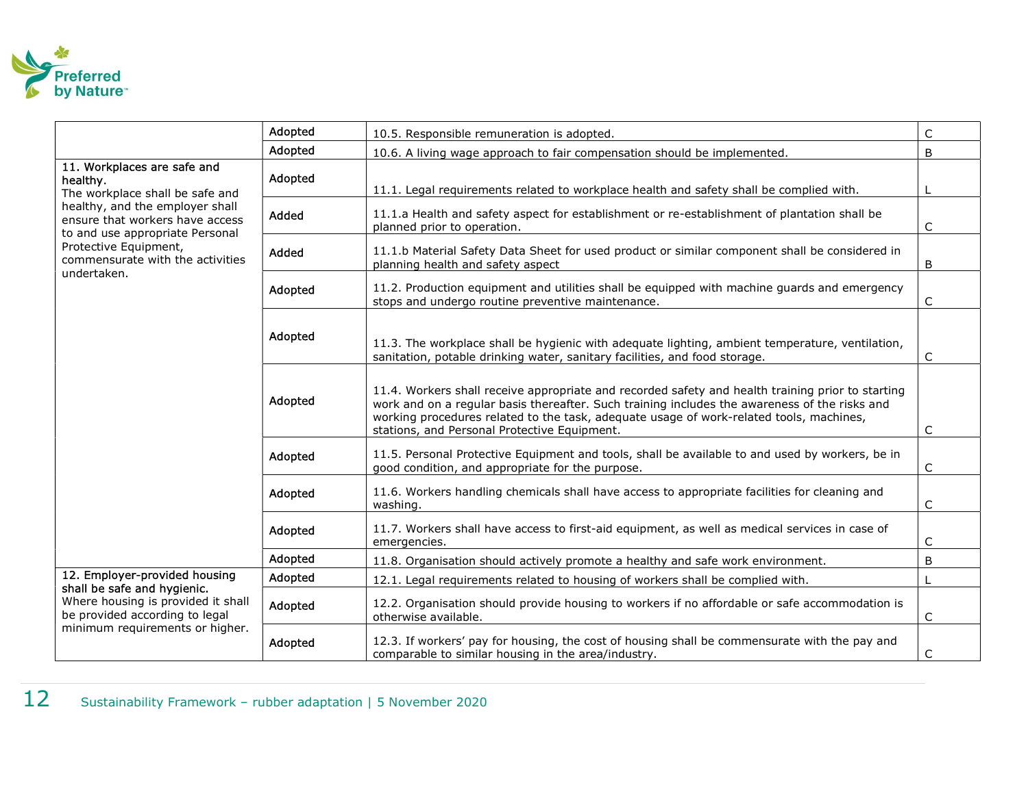| | | | |
|---|---|---|---|
| | Adopted | 10.5. Responsible remuneration is adopted. | C |
| | Adopted | 10.6. A living wage approach to fair compensation should be implemented. | B |
| **11. Workplaces are safe and healthy.** The workplace shall be safe and healthy, and the employer shall ensure that workers have access to and use appropriate Personal Protective Equipment, commensurate with the activities undertaken. | Adopted | 11.1. Legal requirements related to workplace health and safety shall be complied with. | L |
| | Added | 11.1.a Health and safety aspect for establishment or re-establishment of plantation shall be planned prior to operation. | C |
| | Added | 11.1.b Material Safety Data Sheet for used product or similar component shall be considered in planning health and safety aspect | B |
| | Adopted | 11.2. Production equipment and utilities shall be equipped with machine guards and emergency stops and undergo routine preventive maintenance. | C |
| | Adopted | 11.3. The workplace shall be hygienic with adequate lighting, ambient temperature, ventilation, sanitation, potable drinking water, sanitary facilities, and food storage. | C |
| | Adopted | 11.4. Workers shall receive appropriate and recorded safety and health training prior to starting work and on a regular basis thereafter. Such training includes the awareness of the risks and working procedures related to the task, adequate usage of work-related tools, machines, stations, and Personal Protective Equipment. | C |
| | Adopted | 11.5. Personal Protective Equipment and tools, shall be available to and used by workers, be in good condition, and appropriate for the purpose. | C |
| | Adopted | 11.6. Workers handling chemicals shall have access to appropriate facilities for cleaning and washing. | C |
| | Adopted | 11.7. Workers shall have access to first-aid equipment, as well as medical services in case of emergencies. | C |
| | Adopted | 11.8. Organisation should actively promote a healthy and safe work environment. | B |
| **12. Employer-provided housing shall be safe and hygienic.** Where housing is provided it shall be provided according to legal minimum requirements or higher. | Adopted | 12.1. Legal requirements related to housing of workers shall be complied with. | L |
| | Adopted | 12.2. Organisation should provide housing to workers if no affordable or safe accommodation is otherwise available. | C |
| | Adopted | 12.3. If workers' pay for housing, the cost of housing shall be commensurate with the pay and comparable to similar housing in the area/industry. | C |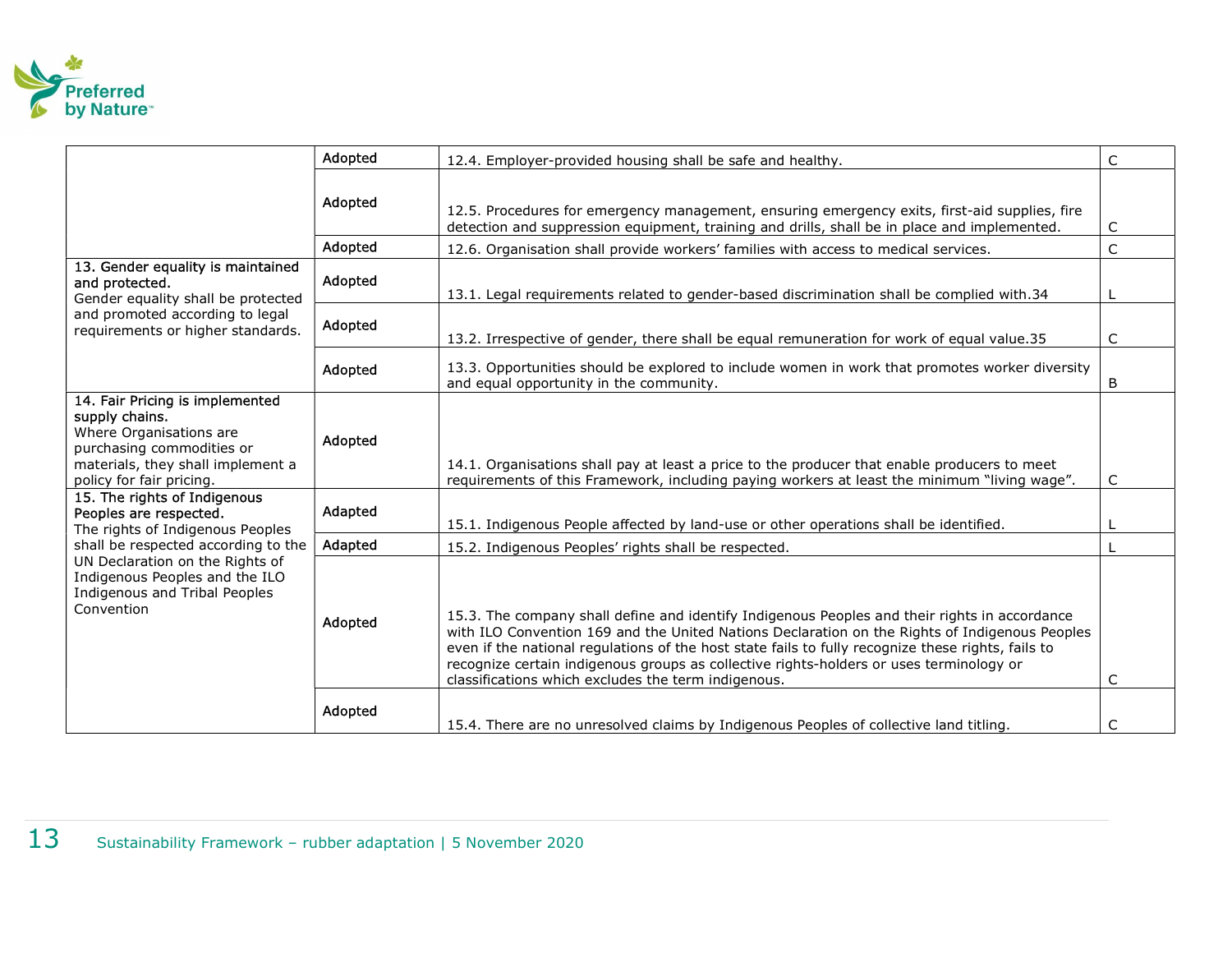| | | | |
|---|---|---|---|
| | Adopted | 12.4. Employer-provided housing shall be safe and healthy. | C |
| | Adopted | 12.5. Procedures for emergency management, ensuring emergency exits, first-aid supplies, fire detection and suppression equipment, training and drills, shall be in place and implemented. | C |
| | Adopted | 12.6. Organisation shall provide workers' families with access to medical services. | C |
| **13. Gender equality is maintained and protected.** Gender equality shall be protected and promoted according to legal requirements or higher standards. | Adopted | 13.1. Legal requirements related to gender-based discrimination shall be complied with.34 | L |
| | Adopted | 13.2. Irrespective of gender, there shall be equal remuneration for work of equal value.35 | C |
| | Adopted | 13.3. Opportunities should be explored to include women in work that promotes worker diversity and equal opportunity in the community. | B |
| **14. Fair Pricing is implemented supply chains.** Where Organisations are purchasing commodities or materials, they shall implement a policy for fair pricing. | Adopted | 14.1. Organisations shall pay at least a price to the producer that enable producers to meet requirements of this Framework, including paying workers at least the minimum "living wage". | C |
| **15. The rights of Indigenous Peoples are respected.** The rights of Indigenous Peoples shall be respected according to the UN Declaration on the Rights of Indigenous Peoples and the ILO Indigenous and Tribal Peoples Convention | Adapted | 15.1. Indigenous People affected by land-use or other operations shall be identified. | L |
| | Adapted | 15.2. Indigenous Peoples' rights shall be respected. | L |
| | Adopted | 15.3. The company shall define and identify Indigenous Peoples and their rights in accordance with ILO Convention 169 and the United Nations Declaration on the Rights of Indigenous Peoples even if the national regulations of the host state fails to fully recognize these rights, fails to recognize certain indigenous groups as collective rights-holders or uses terminology or classifications which excludes the term indigenous. | C |
| | Adopted | 15.4. There are no unresolved claims by Indigenous Peoples of collective land titling. | C |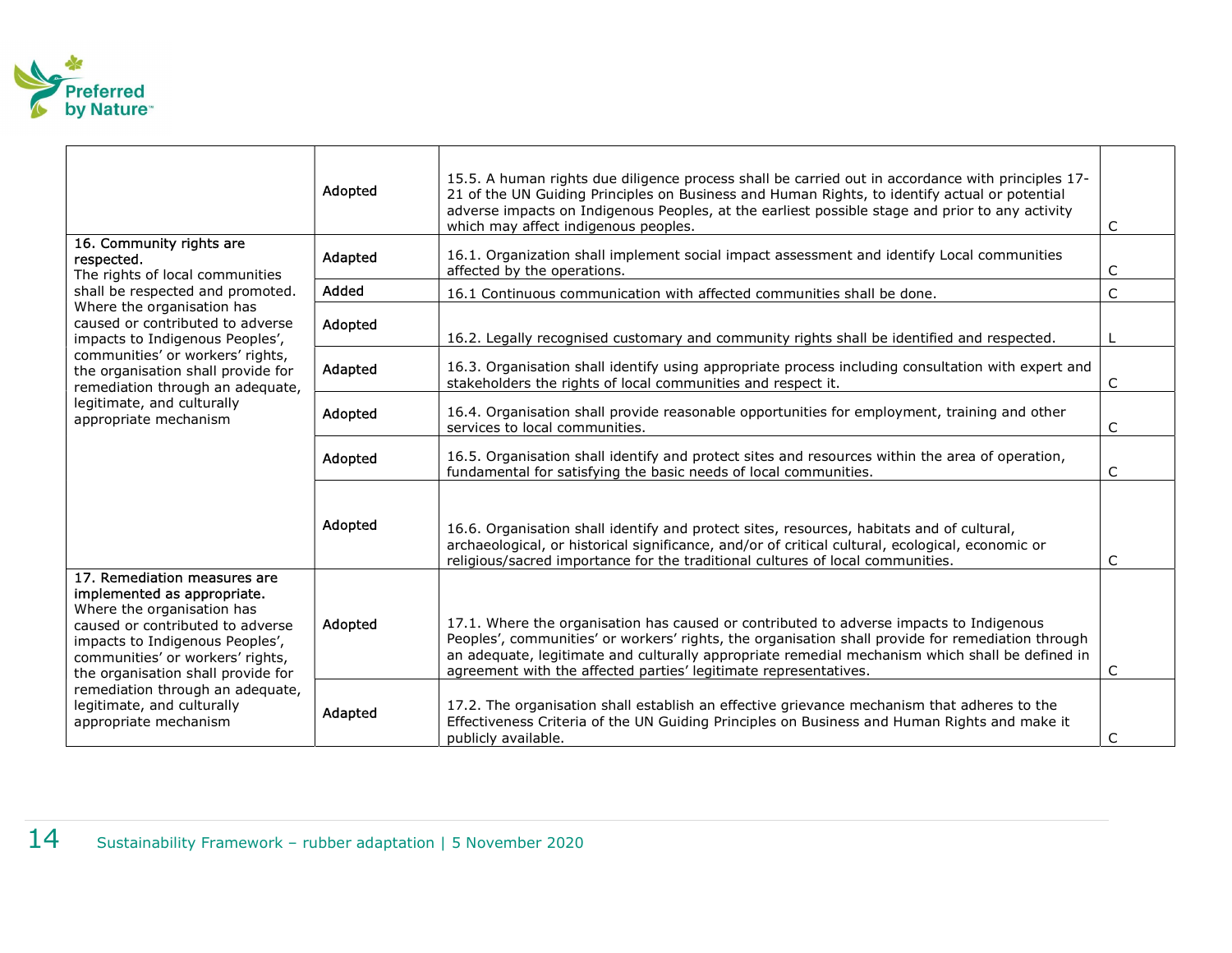| | | | |
|---|---|---|---|
| | Adopted | 15.5. A human rights due diligence process shall be carried out in accordance with principles 17-21 of the UN Guiding Principles on Business and Human Rights, to identify actual or potential adverse impacts on Indigenous Peoples, at the earliest possible stage and prior to any activity which may affect indigenous peoples. | C |
| **16. Community rights are respected.** The rights of local communities shall be respected and promoted. Where the organisation has caused or contributed to adverse impacts to Indigenous Peoples', communities' or workers' rights, the organisation shall provide for remediation through an adequate, legitimate, and culturally appropriate mechanism | Adapted | 16.1. Organization shall implement social impact assessment and identify Local communities affected by the operations. | C |
| | Added | 16.1 Continuous communication with affected communities shall be done. | C |
| | Adopted | 16.2. Legally recognised customary and community rights shall be identified and respected. | L |
| | Adapted | 16.3. Organisation shall identify using appropriate process including consultation with expert and stakeholders the rights of local communities and respect it. | C |
| | Adopted | 16.4. Organisation shall provide reasonable opportunities for employment, training and other services to local communities. | C |
| | Adopted | 16.5. Organisation shall identify and protect sites and resources within the area of operation, fundamental for satisfying the basic needs of local communities. | C |
| | Adopted | 16.6. Organisation shall identify and protect sites, resources, habitats and of cultural, archaeological, or historical significance, and/or of critical cultural, ecological, economic or religious/sacred importance for the traditional cultures of local communities. | C |
| **17. Remediation measures are implemented as appropriate.** Where the organisation has caused or contributed to adverse impacts to Indigenous Peoples', communities' or workers' rights, the organisation shall provide for remediation through an adequate, legitimate, and culturally appropriate mechanism | Adopted | 17.1. Where the organisation has caused or contributed to adverse impacts to Indigenous Peoples', communities' or workers' rights, the organisation shall provide for remediation through an adequate, legitimate and culturally appropriate remedial mechanism which shall be defined in agreement with the affected parties' legitimate representatives. | C |
| | Adapted | 17.2. The organisation shall establish an effective grievance mechanism that adheres to the Effectiveness Criteria of the UN Guiding Principles on Business and Human Rights and make it publicly available. | C |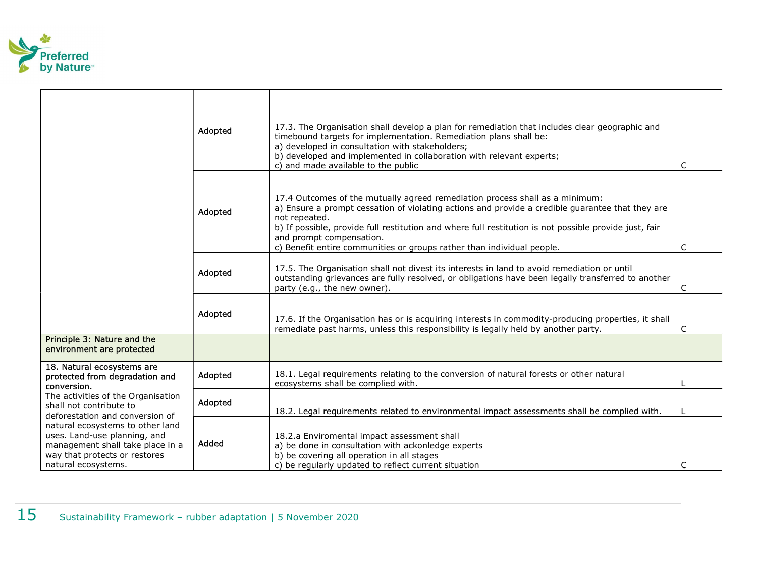| | | | |
|---|---|---|---|
| | Adopted | 17.3. The Organisation shall develop a plan for remediation that includes clear geographic and timebound targets for implementation. Remediation plans shall be:<br>a) developed in consultation with stakeholders;<br>b) developed and implemented in collaboration with relevant experts;<br>c) and made available to the public | C |
| | Adopted | 17.4 Outcomes of the mutually agreed remediation process shall as a minimum:<br>a) Ensure a prompt cessation of violating actions and provide a credible guarantee that they are not repeated.<br>b) If possible, provide full restitution and where full restitution is not possible provide just, fair and prompt compensation.<br>c) Benefit entire communities or groups rather than individual people. | C |
| | Adopted | 17.5. The Organisation shall not divest its interests in land to avoid remediation or until outstanding grievances are fully resolved, or obligations have been legally transferred to another party (e.g., the new owner). | C |
| | Adopted | 17.6. If the Organisation has or is acquiring interests in commodity-producing properties, it shall remediate past harms, unless this responsibility is legally held by another party. | C |
| Principle 3: Nature and the environment are protected | | | |
| 18. Natural ecosystems are protected from degradation and conversion.<br>The activities of the Organisation shall not contribute to deforestation and conversion of natural ecosystems to other land uses. Land-use planning, and management shall take place in a way that protects or restores natural ecosystems. | Adopted | 18.1. Legal requirements relating to the conversion of natural forests or other natural ecosystems shall be complied with. | L |
| | Adopted | 18.2. Legal requirements related to environmental impact assessments shall be complied with. | L |
| | Added | 18.2.a Enviromental impact assessment shall<br>a) be done in consultation with ackonledge experts<br>b) be covering all operation in all stages<br>c) be regularly updated to reflect current situation | C |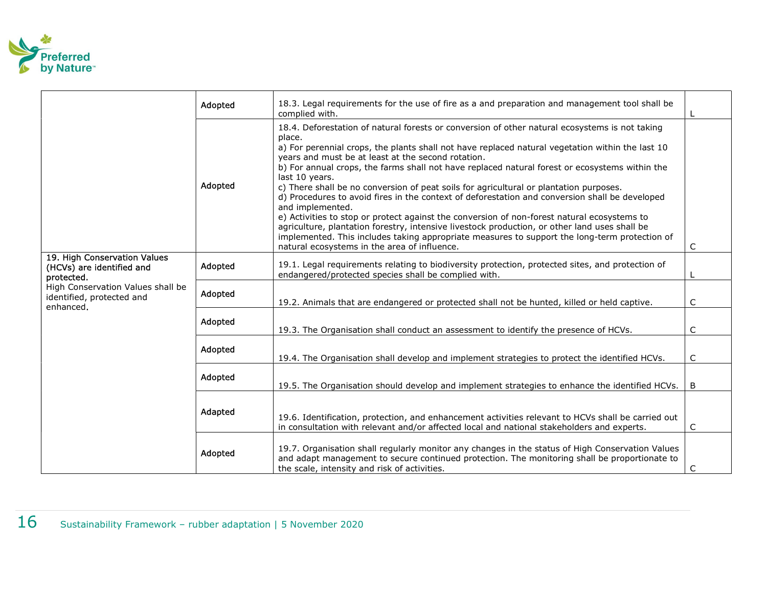| | | | |
|---|---|---|---|
| | Adopted | 18.3. Legal requirements for the use of fire as a and preparation and management tool shall be complied with. | L |
| | Adopted | 18.4. Deforestation of natural forests or conversion of other natural ecosystems is not taking place.<br>a) For perennial crops, the plants shall not have replaced natural vegetation within the last 10 years and must be at least at the second rotation.<br>b) For annual crops, the farms shall not have replaced natural forest or ecosystems within the last 10 years.<br>c) There shall be no conversion of peat soils for agricultural or plantation purposes.<br>d) Procedures to avoid fires in the context of deforestation and conversion shall be developed and implemented.<br>e) Activities to stop or protect against the conversion of non-forest natural ecosystems to agriculture, plantation forestry, intensive livestock production, or other land uses shall be implemented. This includes taking appropriate measures to support the long-term protection of natural ecosystems in the area of influence. | C |
| 19. High Conservation Values (HCVs) are identified and protected.<br>High Conservation Values shall be identified, protected and enhanced. | Adopted | 19.1. Legal requirements relating to biodiversity protection, protected sites, and protection of endangered/protected species shall be complied with. | L |
| | Adopted | 19.2. Animals that are endangered or protected shall not be hunted, killed or held captive. | C |
| | Adopted | 19.3. The Organisation shall conduct an assessment to identify the presence of HCVs. | C |
| | Adopted | 19.4. The Organisation shall develop and implement strategies to protect the identified HCVs. | C |
| | Adopted | 19.5. The Organisation should develop and implement strategies to enhance the identified HCVs. | B |
| | Adapted | 19.6. Identification, protection, and enhancement activities relevant to HCVs shall be carried out in consultation with relevant and/or affected local and national stakeholders and experts. | C |
| | Adopted | 19.7. Organisation shall regularly monitor any changes in the status of High Conservation Values and adapt management to secure continued protection. The monitoring shall be proportionate to the scale, intensity and risk of activities. | C |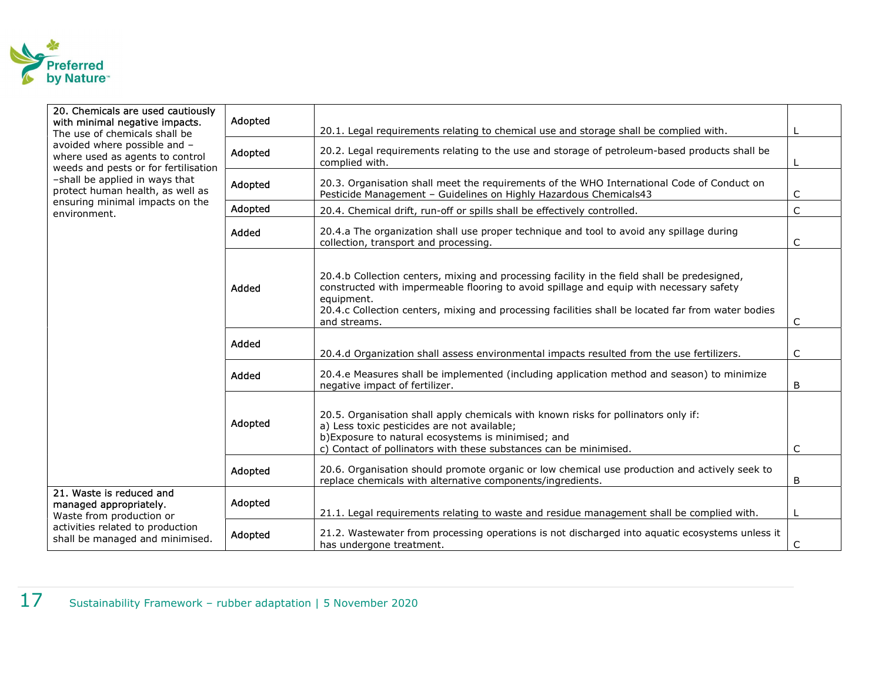| | | | |
|---|---|---|---|
| **20. Chemicals are used cautiously with minimal negative impacts.** The use of chemicals shall be avoided where possible and – where used as agents to control weeds and pests or for fertilisation –shall be applied in ways that protect human health, as well as ensuring minimal impacts on the environment. | Adopted | 20.1. Legal requirements relating to chemical use and storage shall be complied with. | L |
| | Adopted | 20.2. Legal requirements relating to the use and storage of petroleum-based products shall be complied with. | L |
| | Adopted | 20.3. Organisation shall meet the requirements of the WHO International Code of Conduct on Pesticide Management – Guidelines on Highly Hazardous Chemicals43 | C |
| | Adopted | 20.4. Chemical drift, run-off or spills shall be effectively controlled. | C |
| | Added | 20.4.a The organization shall use proper technique and tool to avoid any spillage during collection, transport and processing. | C |
| | Added | 20.4.b Collection centers, mixing and processing facility in the field shall be predesigned, constructed with impermeable flooring to avoid spillage and equip with necessary safety equipment.<br>20.4.c Collection centers, mixing and processing facilities shall be located far from water bodies and streams. | C |
| | Added | 20.4.d Organization shall assess environmental impacts resulted from the use fertilizers. | C |
| | Added | 20.4.e Measures shall be implemented (including application method and season) to minimize negative impact of fertilizer. | B |
| | Adopted | 20.5. Organisation shall apply chemicals with known risks for pollinators only if:<br>a) Less toxic pesticides are not available;<br>b)Exposure to natural ecosystems is minimised; and<br>c) Contact of pollinators with these substances can be minimised. | C |
| | Adopted | 20.6. Organisation should promote organic or low chemical use production and actively seek to replace chemicals with alternative components/ingredients. | B |
| **21. Waste is reduced and managed appropriately.** Waste from production or activities related to production shall be managed and minimised. | Adopted | 21.1. Legal requirements relating to waste and residue management shall be complied with. | L |
| | Adopted | 21.2. Wastewater from processing operations is not discharged into aquatic ecosystems unless it has undergone treatment. | C |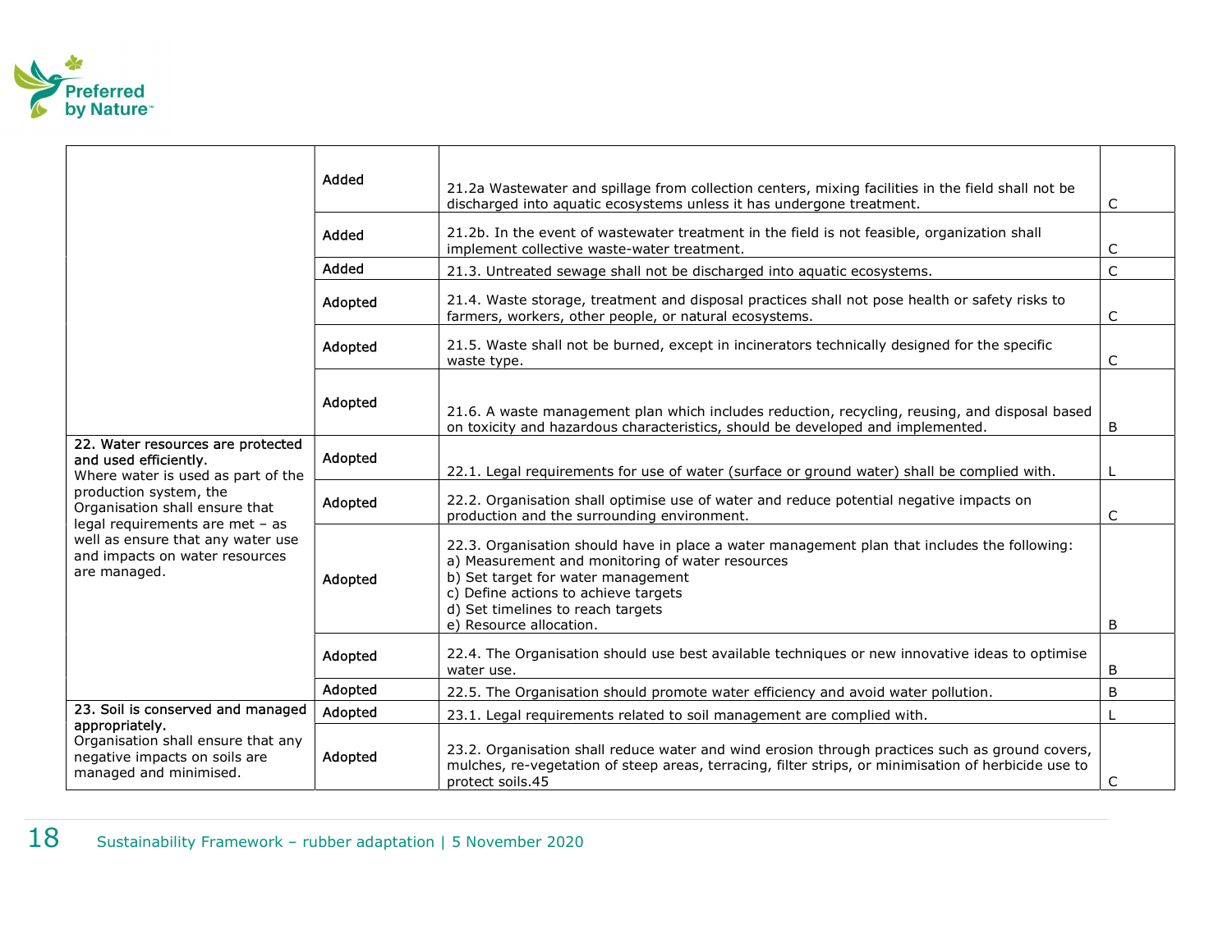| | | | |
|---|---|---|---|
| | Added | 21.2a Wastewater and spillage from collection centers, mixing facilities in the field shall not be discharged into aquatic ecosystems unless it has undergone treatment. | C |
| | Added | 21.2b. In the event of wastewater treatment in the field is not feasible, organization shall implement collective waste-water treatment. | C |
| | Added | 21.3. Untreated sewage shall not be discharged into aquatic ecosystems. | C |
| | Adopted | 21.4. Waste storage, treatment and disposal practices shall not pose health or safety risks to farmers, workers, other people, or natural ecosystems. | C |
| | Adopted | 21.5. Waste shall not be burned, except in incinerators technically designed for the specific waste type. | C |
| | Adopted | 21.6. A waste management plan which includes reduction, recycling, reusing, and disposal based on toxicity and hazardous characteristics, should be developed and implemented. | B |
| **22. Water resources are protected and used efficiently.** Where water is used as part of the production system, the Organisation shall ensure that legal requirements are met – as well as ensure that any water use and impacts on water resources are managed. | Adopted | 22.1. Legal requirements for use of water (surface or ground water) shall be complied with. | L |
| | Adopted | 22.2. Organisation shall optimise use of water and reduce potential negative impacts on production and the surrounding environment. | C |
| | Adopted | 22.3. Organisation should have in place a water management plan that includes the following:<br>a) Measurement and monitoring of water resources<br>b) Set target for water management<br>c) Define actions to achieve targets<br>d) Set timelines to reach targets<br>e) Resource allocation. | B |
| | Adopted | 22.4. The Organisation should use best available techniques or new innovative ideas to optimise water use. | B |
| | Adopted | 22.5. The Organisation should promote water efficiency and avoid water pollution. | B |
| **23. Soil is conserved and managed appropriately.** Organisation shall ensure that any negative impacts on soils are managed and minimised. | Adopted | 23.1. Legal requirements related to soil management are complied with. | L |
| | Adopted | 23.2. Organisation shall reduce water and wind erosion through practices such as ground covers, mulches, re-vegetation of steep areas, terracing, filter strips, or minimisation of herbicide use to protect soils.45 | C |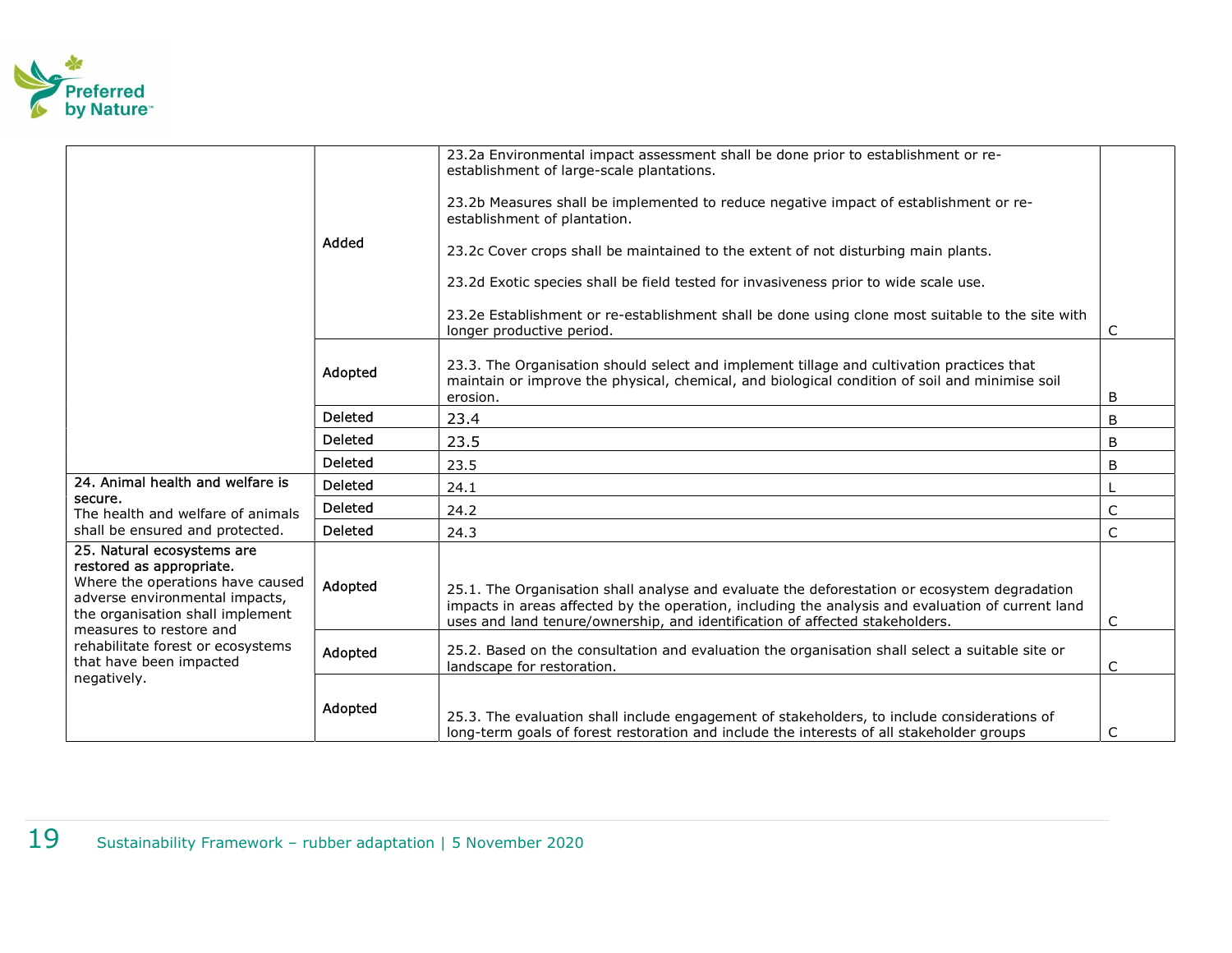| | | | |
|---|---|---|---|
| | Added | 23.2a Environmental impact assessment shall be done prior to establishment or re-establishment of large-scale plantations.<br><br>23.2b Measures shall be implemented to reduce negative impact of establishment or re-establishment of plantation.<br><br>23.2c Cover crops shall be maintained to the extent of not disturbing main plants.<br><br>23.2d Exotic species shall be field tested for invasiveness prior to wide scale use.<br><br>23.2e Establishment or re-establishment shall be done using clone most suitable to the site with longer productive period. | C |
| | Adopted | 23.3. The Organisation should select and implement tillage and cultivation practices that maintain or improve the physical, chemical, and biological condition of soil and minimise soil erosion. | B |
| | Deleted | 23.4 | B |
| | Deleted | 23.5 | B |
| | Deleted | 23.5 | B |
| **24. Animal health and welfare is secure.**<br>The health and welfare of animals shall be ensured and protected. | Deleted | 24.1 | L |
| | Deleted | 24.2 | C |
| | Deleted | 24.3 | C |
| **25. Natural ecosystems are restored as appropriate.**<br>Where the operations have caused adverse environmental impacts, the organisation shall implement measures to restore and rehabilitate forest or ecosystems that have been impacted negatively. | Adopted | 25.1. The Organisation shall analyse and evaluate the deforestation or ecosystem degradation impacts in areas affected by the operation, including the analysis and evaluation of current land uses and land tenure/ownership, and identification of affected stakeholders. | C |
| | Adopted | 25.2. Based on the consultation and evaluation the organisation shall select a suitable site or landscape for restoration. | C |
| | Adopted | 25.3. The evaluation shall include engagement of stakeholders, to include considerations of long-term goals of forest restoration and include the interests of all stakeholder groups | C |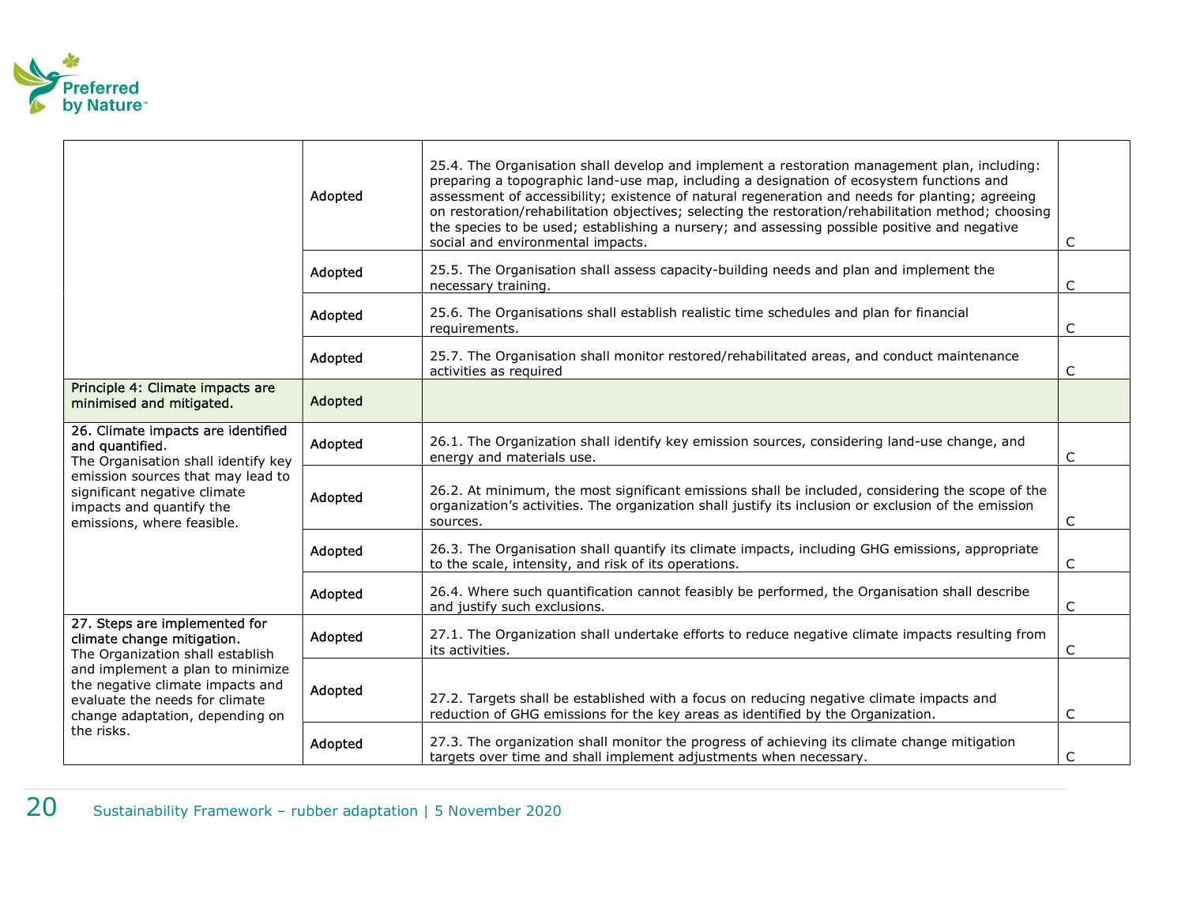| | | | |
|---|---|---|---|
| | Adopted | 25.4. The Organisation shall develop and implement a restoration management plan, including: preparing a topographic land-use map, including a designation of ecosystem functions and assessment of accessibility; existence of natural regeneration and needs for planting; agreeing on restoration/rehabilitation objectives; selecting the restoration/rehabilitation method; choosing the species to be used; establishing a nursery; and assessing possible positive and negative social and environmental impacts. | C |
| | Adopted | 25.5. The Organisation shall assess capacity-building needs and plan and implement the necessary training. | C |
| | Adopted | 25.6. The Organisations shall establish realistic time schedules and plan for financial requirements. | C |
| | Adopted | 25.7. The Organisation shall monitor restored/rehabilitated areas, and conduct maintenance activities as required | C |
| Principle 4: Climate impacts are minimised and mitigated. | Adopted | | |
| **26. Climate impacts are identified and quantified.** The Organisation shall identify key emission sources that may lead to significant negative climate impacts and quantify the emissions, where feasible. | Adopted | 26.1. The Organization shall identify key emission sources, considering land-use change, and energy and materials use. | C |
| | Adopted | 26.2. At minimum, the most significant emissions shall be included, considering the scope of the organization's activities. The organization shall justify its inclusion or exclusion of the emission sources. | C |
| | Adopted | 26.3. The Organisation shall quantify its climate impacts, including GHG emissions, appropriate to the scale, intensity, and risk of its operations. | C |
| | Adopted | 26.4. Where such quantification cannot feasibly be performed, the Organisation shall describe and justify such exclusions. | C |
| **27. Steps are implemented for climate change mitigation.** The Organization shall establish and implement a plan to minimize the negative climate impacts and evaluate the needs for climate change adaptation, depending on the risks. | Adopted | 27.1. The Organization shall undertake efforts to reduce negative climate impacts resulting from its activities. | C |
| | Adopted | 27.2. Targets shall be established with a focus on reducing negative climate impacts and reduction of GHG emissions for the key areas as identified by the Organization. | C |
| | Adopted | 27.3. The organization shall monitor the progress of achieving its climate change mitigation targets over time and shall implement adjustments when necessary. | C |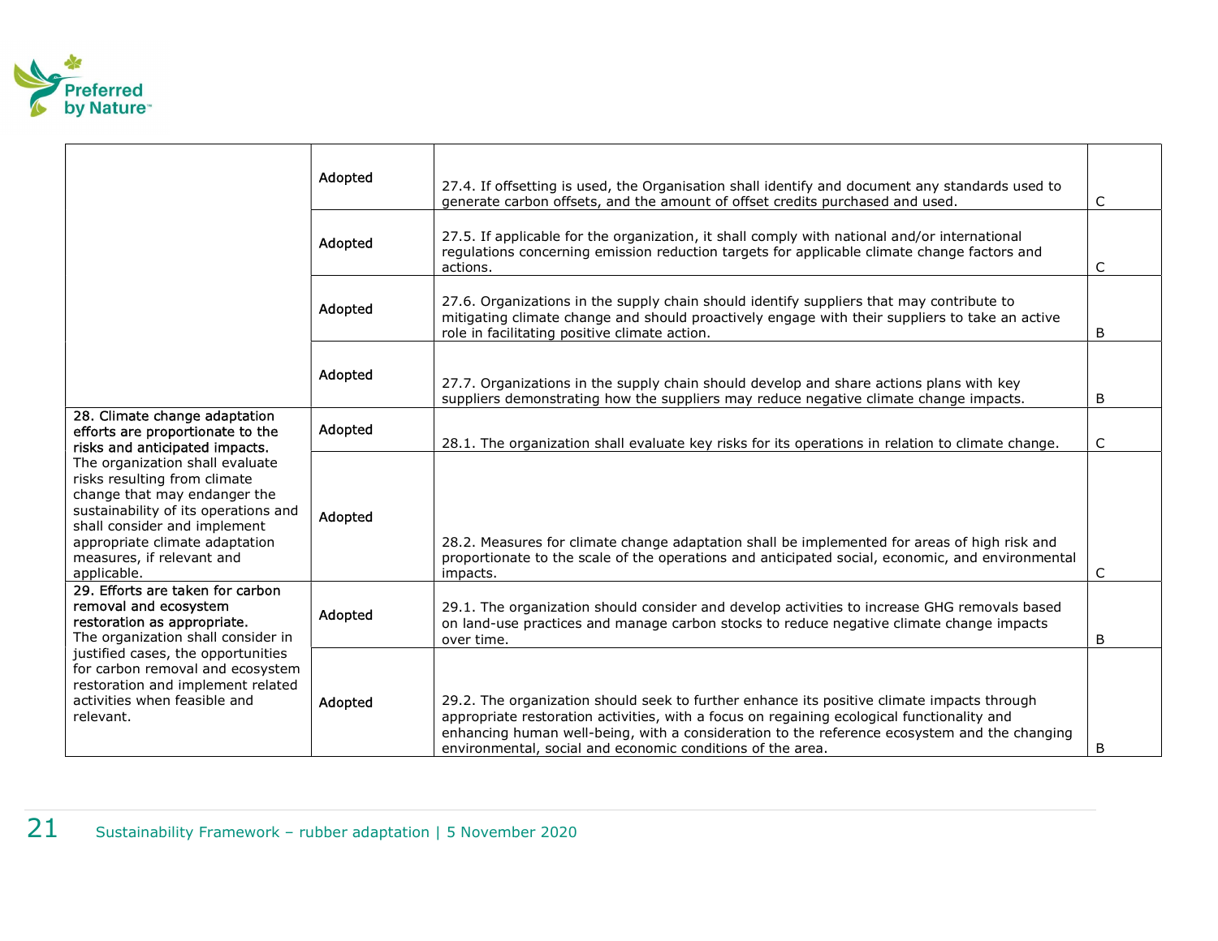| | | | |
|---|---|---|---|
| | Adopted | 27.4. If offsetting is used, the Organisation shall identify and document any standards used to generate carbon offsets, and the amount of offset credits purchased and used. | C |
| | Adopted | 27.5. If applicable for the organization, it shall comply with national and/or international regulations concerning emission reduction targets for applicable climate change factors and actions. | C |
| | Adopted | 27.6. Organizations in the supply chain should identify suppliers that may contribute to mitigating climate change and should proactively engage with their suppliers to take an active role in facilitating positive climate action. | B |
| | Adopted | 27.7. Organizations in the supply chain should develop and share actions plans with key suppliers demonstrating how the suppliers may reduce negative climate change impacts. | B |
| **28. Climate change adaptation efforts are proportionate to the risks and anticipated impacts.** The organization shall evaluate risks resulting from climate change that may endanger the sustainability of its operations and shall consider and implement appropriate climate adaptation measures, if relevant and applicable. | Adopted | 28.1. The organization shall evaluate key risks for its operations in relation to climate change. | C |
| | Adopted | 28.2. Measures for climate change adaptation shall be implemented for areas of high risk and proportionate to the scale of the operations and anticipated social, economic, and environmental impacts. | C |
| **29. Efforts are taken for carbon removal and ecosystem restoration as appropriate.** The organization shall consider in justified cases, the opportunities for carbon removal and ecosystem restoration and implement related activities when feasible and relevant. | Adopted | 29.1. The organization should consider and develop activities to increase GHG removals based on land-use practices and manage carbon stocks to reduce negative climate change impacts over time. | B |
| | Adopted | 29.2. The organization should seek to further enhance its positive climate impacts through appropriate restoration activities, with a focus on regaining ecological functionality and enhancing human well-being, with a consideration to the reference ecosystem and the changing environmental, social and economic conditions of the area. | B |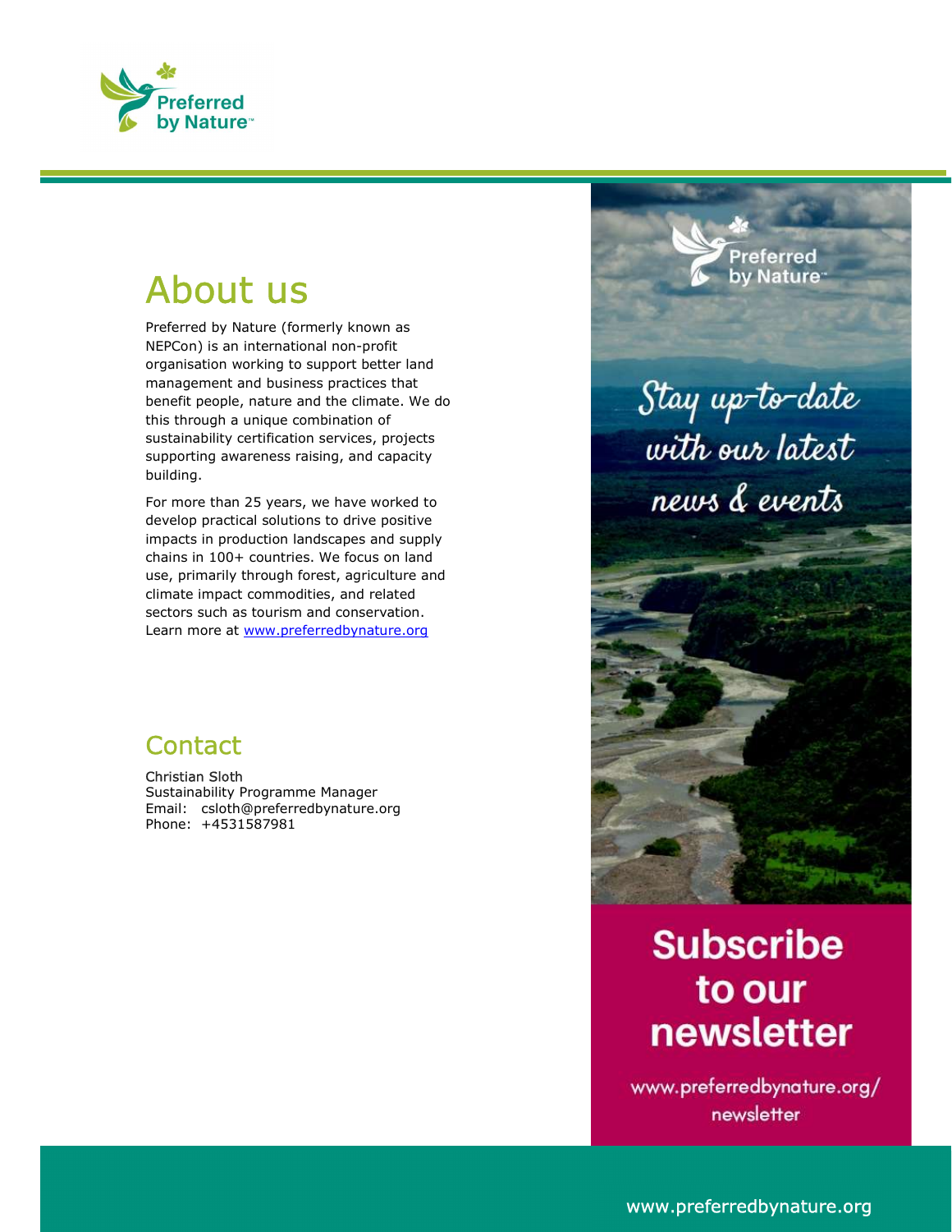# About us

Preferred by Nature (formerly known as NEPCon) is an international non-profit organisation working to support better land management and business practices that benefit people, nature and the climate. We do this through a unique combination of sustainability certification services, projects supporting awareness raising, and capacity building.

For more than 25 years, we have worked to develop practical solutions to drive positive impacts in production landscapes and supply chains in 100+ countries. We focus on land use, primarily through forest, agriculture and climate impact commodities, and related sectors such as tourism and conservation. Learn more at [www.preferredbynature.org](http://www.preferredbynature.org)

## Contact

Christian Sloth
Sustainability Programme Manager
Email: csloth@preferredbynature.org
Phone: +4531587981

Stay up-to-date with our latest news & events

**Subscribe to our newsletter**

www.preferredbynature.org/newsletter

www.preferredbynature.org